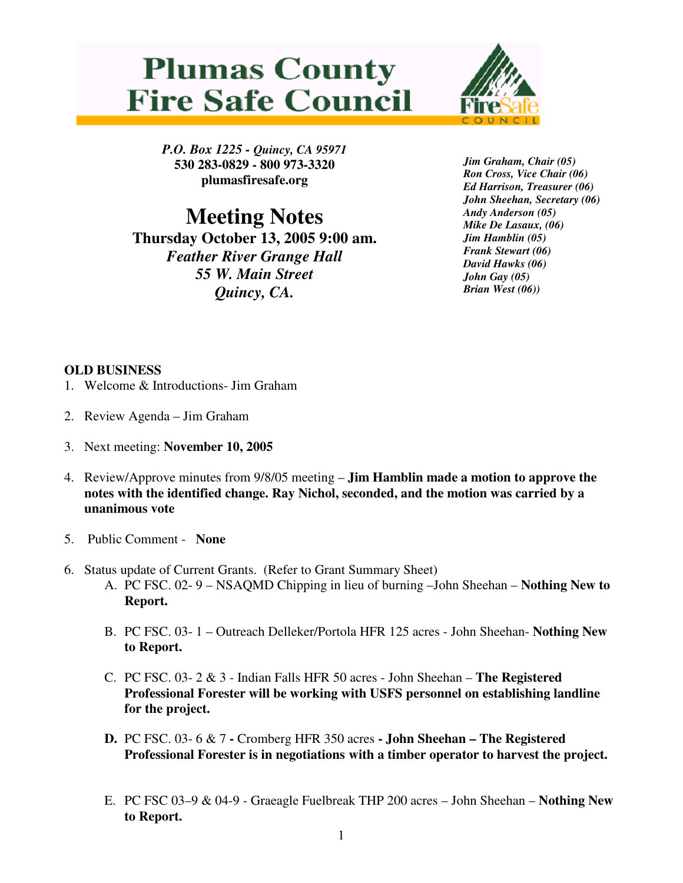# Plumas County Fire Safe Council

*P.O. Box 1225 - Quincy, CA 95971*
**530 283-0829 - 800 973-3320**
**plumasfiresafe.org**

*Jim Graham, Chair (05)*
*Ron Cross, Vice Chair (06)*
*Ed Harrison, Treasurer (06)*
*John Sheehan, Secretary (06)*
*Andy Anderson (05)*
*Mike De Lasaux, (06)*
*Jim Hamblin (05)*
*Frank Stewart (06)*
*David Hawks (06)*
*John Gay (05)*
*Brian West (06))*

# Meeting Notes

**Thursday October 13, 2005 9:00 am.**
*Feather River Grange Hall*
*55 W. Main Street*
*Quincy, CA.*

**OLD BUSINESS**

1. Welcome & Introductions- Jim Graham

2. Review Agenda – Jim Graham

3. Next meeting: **November 10, 2005**

4. Review/Approve minutes from 9/8/05 meeting – **Jim Hamblin made a motion to approve the notes with the identified change. Ray Nichol, seconded, and the motion was carried by a unanimous vote**

5. Public Comment - **None**

6. Status update of Current Grants. (Refer to Grant Summary Sheet)
   A. PC FSC. 02- 9 – NSAQMD Chipping in lieu of burning –John Sheehan – **Nothing New to Report.**

   B. PC FSC. 03- 1 – Outreach Delleker/Portola HFR 125 acres - John Sheehan- **Nothing New to Report.**

   C. PC FSC. 03- 2 & 3 - Indian Falls HFR 50 acres - John Sheehan – **The Registered Professional Forester will be working with USFS personnel on establishing landline for the project.**

   **D.** PC FSC. 03- 6 & 7 **-** Cromberg HFR 350 acres **- John Sheehan – The Registered Professional Forester is in negotiations with a timber operator to harvest the project.**

   E. PC FSC 03–9 & 04-9 - Graeagle Fuelbreak THP 200 acres – John Sheehan – **Nothing New to Report.**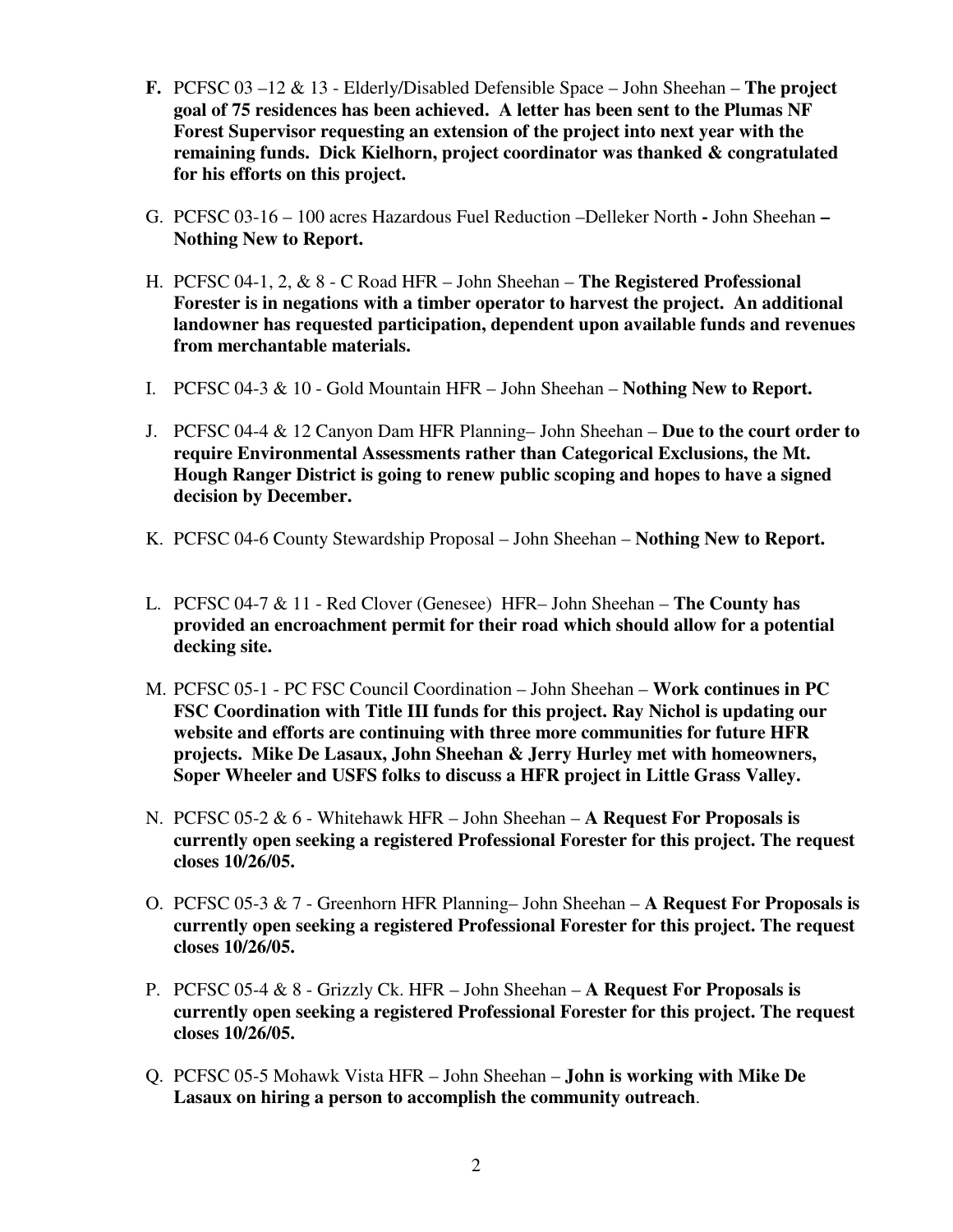F. PCFSC 03 –12 & 13 - Elderly/Disabled Defensible Space – John Sheehan – **The project goal of 75 residences has been achieved. A letter has been sent to the Plumas NF Forest Supervisor requesting an extension of the project into next year with the remaining funds. Dick Kielhorn, project coordinator was thanked & congratulated for his efforts on this project.**

G. PCFSC 03-16 – 100 acres Hazardous Fuel Reduction –Delleker North - John Sheehan – **Nothing New to Report.**

H. PCFSC 04-1, 2, & 8 - C Road HFR – John Sheehan – **The Registered Professional Forester is in negations with a timber operator to harvest the project. An additional landowner has requested participation, dependent upon available funds and revenues from merchantable materials.**

I. PCFSC 04-3 & 10 - Gold Mountain HFR – John Sheehan – **Nothing New to Report.**

J. PCFSC 04-4 & 12 Canyon Dam HFR Planning– John Sheehan – **Due to the court order to require Environmental Assessments rather than Categorical Exclusions, the Mt. Hough Ranger District is going to renew public scoping and hopes to have a signed decision by December.**

K. PCFSC 04-6 County Stewardship Proposal – John Sheehan – **Nothing New to Report.**

L. PCFSC 04-7 & 11 - Red Clover (Genesee) HFR– John Sheehan – **The County has provided an encroachment permit for their road which should allow for a potential decking site.**

M. PCFSC 05-1 - PC FSC Council Coordination – John Sheehan – **Work continues in PC FSC Coordination with Title III funds for this project. Ray Nichol is updating our website and efforts are continuing with three more communities for future HFR projects. Mike De Lasaux, John Sheehan & Jerry Hurley met with homeowners, Soper Wheeler and USFS folks to discuss a HFR project in Little Grass Valley.**

N. PCFSC 05-2 & 6 - Whitehawk HFR – John Sheehan – **A Request For Proposals is currently open seeking a registered Professional Forester for this project. The request closes 10/26/05.**

O. PCFSC 05-3 & 7 - Greenhorn HFR Planning– John Sheehan – **A Request For Proposals is currently open seeking a registered Professional Forester for this project. The request closes 10/26/05.**

P. PCFSC 05-4 & 8 - Grizzly Ck. HFR – John Sheehan – **A Request For Proposals is currently open seeking a registered Professional Forester for this project. The request closes 10/26/05.**

Q. PCFSC 05-5 Mohawk Vista HFR – John Sheehan – **John is working with Mike De Lasaux on hiring a person to accomplish the community outreach**.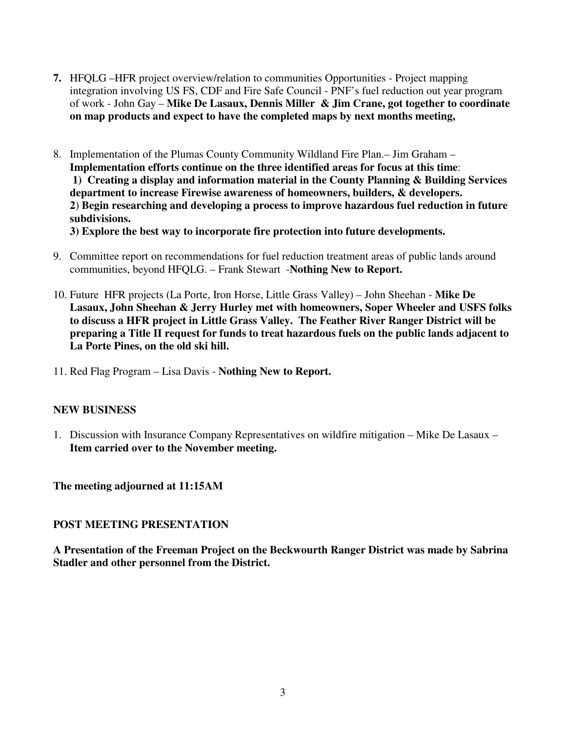**7.** HFQLG –HFR project overview/relation to communities Opportunities - Project mapping integration involving US FS, CDF and Fire Safe Council - PNF's fuel reduction out year program of work - John Gay – **Mike De Lasaux, Dennis Miller & Jim Crane, got together to coordinate on map products and expect to have the completed maps by next months meeting,**

8. Implementation of the Plumas County Community Wildland Fire Plan.– Jim Graham – **Implementation efforts continue on the three identified areas for focus at this time**:
   **1) Creating a display and information material in the County Planning & Building Services department to increase Firewise awareness of homeowners, builders, & developers.**
   **2) Begin researching and developing a process to improve hazardous fuel reduction in future subdivisions.**
   **3) Explore the best way to incorporate fire protection into future developments.**

9. Committee report on recommendations for fuel reduction treatment areas of public lands around communities, beyond HFQLG. – Frank Stewart -**Nothing New to Report.**

10. Future HFR projects (La Porte, Iron Horse, Little Grass Valley) – John Sheehan - **Mike De Lasaux, John Sheehan & Jerry Hurley met with homeowners, Soper Wheeler and USFS folks to discuss a HFR project in Little Grass Valley. The Feather River Ranger District will be preparing a Title II request for funds to treat hazardous fuels on the public lands adjacent to La Porte Pines, on the old ski hill.**

11. Red Flag Program – Lisa Davis - **Nothing New to Report.**

## NEW BUSINESS

1. Discussion with Insurance Company Representatives on wildfire mitigation – Mike De Lasaux – **Item carried over to the November meeting.**

**The meeting adjourned at 11:15AM**

## POST MEETING PRESENTATION

**A Presentation of the Freeman Project on the Beckwourth Ranger District was made by Sabrina Stadler and other personnel from the District.**